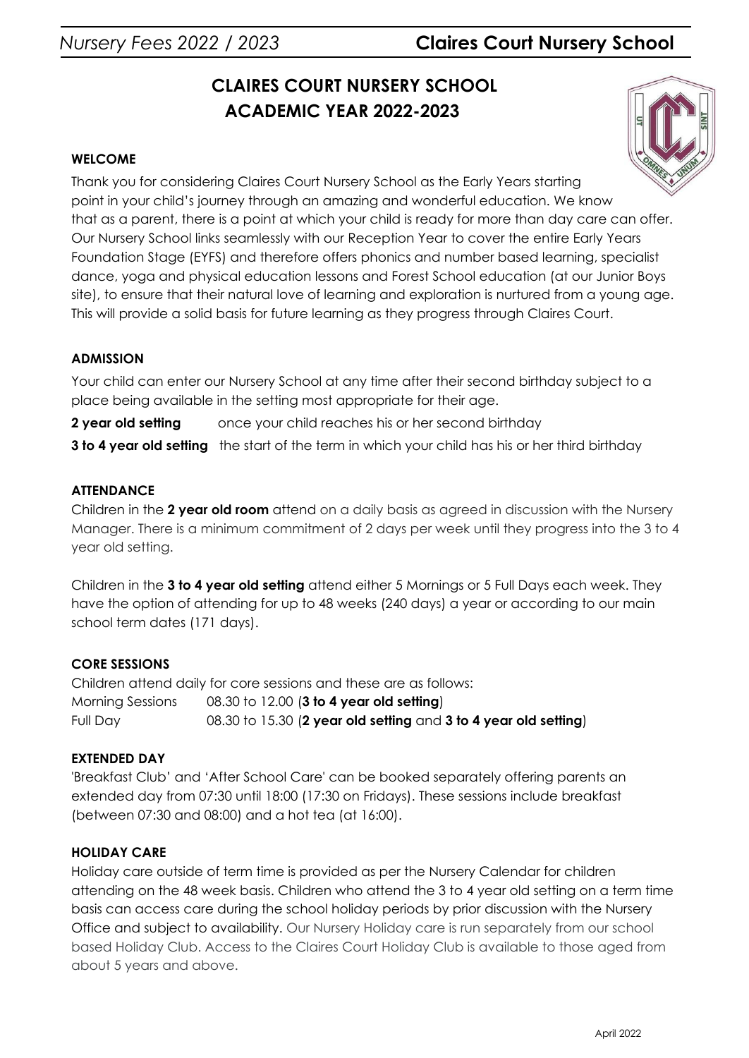# CLAIRES COURT NURSERY SCHOOL
# ACADEMIC YEAR 2022-2023

**WELCOME**

Thank you for considering Claires Court Nursery School as the Early Years starting point in your child's journey through an amazing and wonderful education. We know that as a parent, there is a point at which your child is ready for more than day care can offer. Our Nursery School links seamlessly with our Reception Year to cover the entire Early Years Foundation Stage (EYFS) and therefore offers phonics and number based learning, specialist dance, yoga and physical education lessons and Forest School education (at our Junior Boys site), to ensure that their natural love of learning and exploration is nurtured from a young age. This will provide a solid basis for future learning as they progress through Claires Court.

**ADMISSION**

Your child can enter our Nursery School at any time after their second birthday subject to a place being available in the setting most appropriate for their age.

**2 year old setting** once your child reaches his or her second birthday

**3 to 4 year old setting** the start of the term in which your child has his or her third birthday

**ATTENDANCE**

Children in the **2 year old room** attend on a daily basis as agreed in discussion with the Nursery Manager. There is a minimum commitment of 2 days per week until they progress into the 3 to 4 year old setting.

Children in the **3 to 4 year old setting** attend either 5 Mornings or 5 Full Days each week. They have the option of attending for up to 48 weeks (240 days) a year or according to our main school term dates (171 days).

**CORE SESSIONS**

Children attend daily for core sessions and these are as follows:

Morning Sessions 08.30 to 12.00 (**3 to 4 year old setting**)

Full Day 08.30 to 15.30 (**2 year old setting** and **3 to 4 year old setting**)

**EXTENDED DAY**

'Breakfast Club' and 'After School Care' can be booked separately offering parents an extended day from 07:30 until 18:00 (17:30 on Fridays). These sessions include breakfast (between 07:30 and 08:00) and a hot tea (at 16:00).

**HOLIDAY CARE**

Holiday care outside of term time is provided as per the Nursery Calendar for children attending on the 48 week basis. Children who attend the 3 to 4 year old setting on a term time basis can access care during the school holiday periods by prior discussion with the Nursery Office and subject to availability. Our Nursery Holiday care is run separately from our school based Holiday Club. Access to the Claires Court Holiday Club is available to those aged from about 5 years and above.

April 2022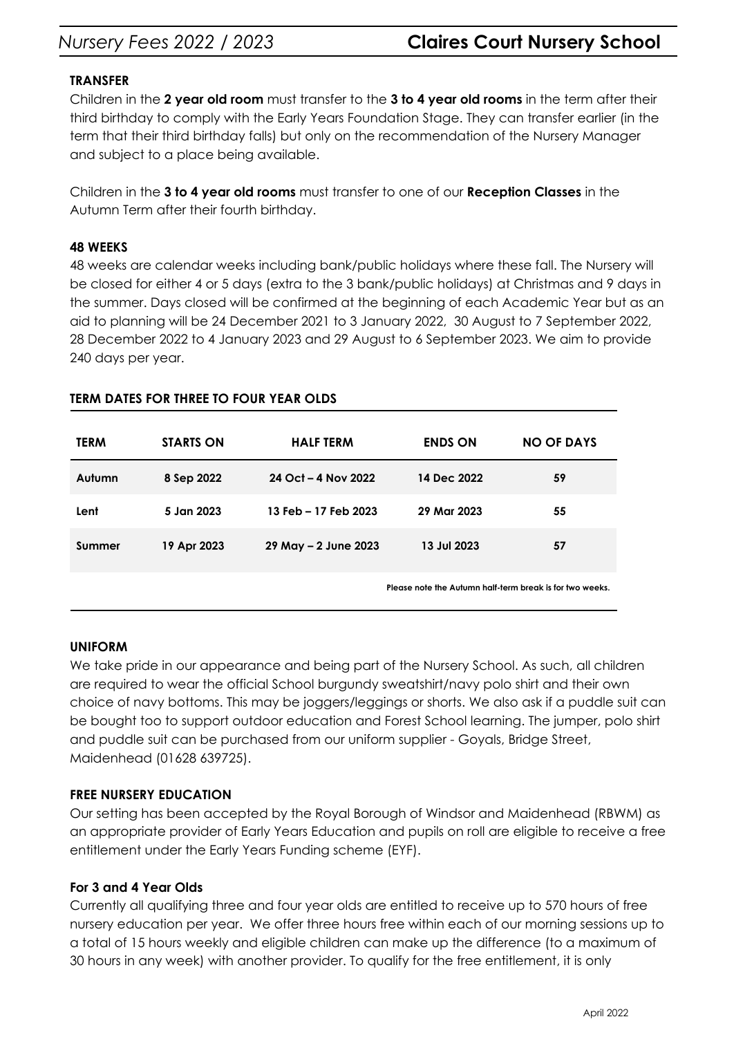### TRANSFER

Children in the **2 year old room** must transfer to the **3 to 4 year old rooms** in the term after their third birthday to comply with the Early Years Foundation Stage. They can transfer earlier (in the term that their third birthday falls) but only on the recommendation of the Nursery Manager and subject to a place being available.

Children in the **3 to 4 year old rooms** must transfer to one of our **Reception Classes** in the Autumn Term after their fourth birthday.

### 48 WEEKS

48 weeks are calendar weeks including bank/public holidays where these fall. The Nursery will be closed for either 4 or 5 days (extra to the 3 bank/public holidays) at Christmas and 9 days in the summer. Days closed will be confirmed at the beginning of each Academic Year but as an aid to planning will be 24 December 2021 to 3 January 2022, 30 August to 7 September 2022, 28 December 2022 to 4 January 2023 and 29 August to 6 September 2023. We aim to provide 240 days per year.

### TERM DATES FOR THREE TO FOUR YEAR OLDS

| TERM | STARTS ON | HALF TERM | ENDS ON | NO OF DAYS |
|---|---|---|---|---|
| Autumn | 8 Sep 2022 | 24 Oct – 4 Nov 2022 | 14 Dec 2022 | 59 |
| Lent | 5 Jan 2023 | 13 Feb – 17 Feb 2023 | 29 Mar 2023 | 55 |
| Summer | 19 Apr 2023 | 29 May – 2 June 2023 | 13 Jul 2023 | 57 |

**Please note the Autumn half-term break is for two weeks.**

### UNIFORM

We take pride in our appearance and being part of the Nursery School. As such, all children are required to wear the official School burgundy sweatshirt/navy polo shirt and their own choice of navy bottoms. This may be joggers/leggings or shorts. We also ask if a puddle suit can be bought too to support outdoor education and Forest School learning. The jumper, polo shirt and puddle suit can be purchased from our uniform supplier - Goyals, Bridge Street, Maidenhead (01628 639725).

### FREE NURSERY EDUCATION

Our setting has been accepted by the Royal Borough of Windsor and Maidenhead (RBWM) as an appropriate provider of Early Years Education and pupils on roll are eligible to receive a free entitlement under the Early Years Funding scheme (EYF).

### For 3 and 4 Year Olds

Currently all qualifying three and four year olds are entitled to receive up to 570 hours of free nursery education per year. We offer three hours free within each of our morning sessions up to a total of 15 hours weekly and eligible children can make up the difference (to a maximum of 30 hours in any week) with another provider. To qualify for the free entitlement, it is only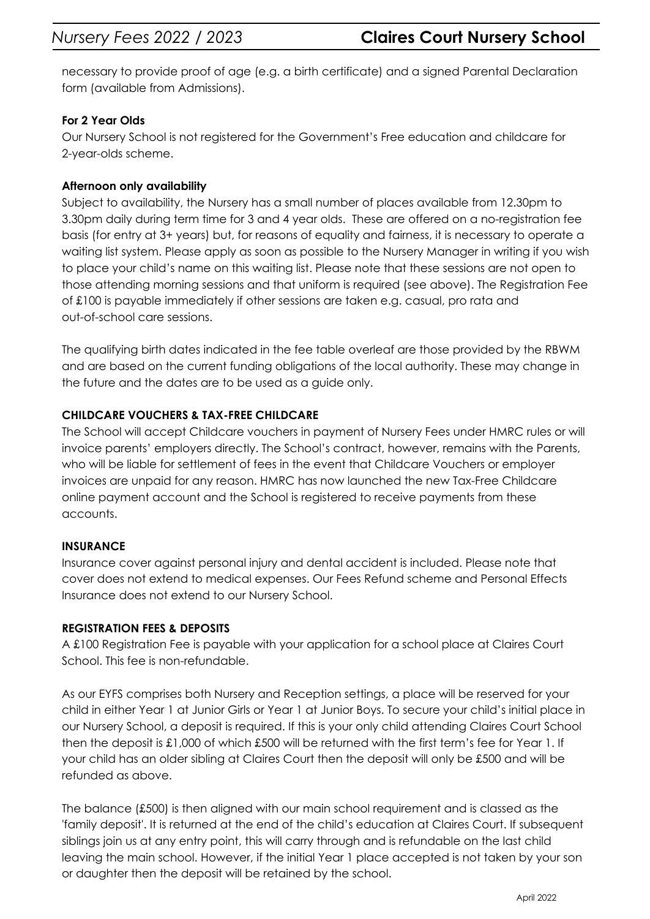necessary to provide proof of age (e.g. a birth certificate) and a signed Parental Declaration form (available from Admissions).

**For 2 Year Olds**

Our Nursery School is not registered for the Government's Free education and childcare for 2-year-olds scheme.

**Afternoon only availability**

Subject to availability, the Nursery has a small number of places available from 12.30pm to 3.30pm daily during term time for 3 and 4 year olds. These are offered on a no-registration fee basis (for entry at 3+ years) but, for reasons of equality and fairness, it is necessary to operate a waiting list system. Please apply as soon as possible to the Nursery Manager in writing if you wish to place your child's name on this waiting list. Please note that these sessions are not open to those attending morning sessions and that uniform is required (see above). The Registration Fee of £100 is payable immediately if other sessions are taken e.g. casual, pro rata and out-of-school care sessions.

The qualifying birth dates indicated in the fee table overleaf are those provided by the RBWM and are based on the current funding obligations of the local authority. These may change in the future and the dates are to be used as a guide only.

**CHILDCARE VOUCHERS & TAX-FREE CHILDCARE**

The School will accept Childcare vouchers in payment of Nursery Fees under HMRC rules or will invoice parents' employers directly. The School's contract, however, remains with the Parents, who will be liable for settlement of fees in the event that Childcare Vouchers or employer invoices are unpaid for any reason. HMRC has now launched the new Tax-Free Childcare online payment account and the School is registered to receive payments from these accounts.

**INSURANCE**

Insurance cover against personal injury and dental accident is included. Please note that cover does not extend to medical expenses. Our Fees Refund scheme and Personal Effects Insurance does not extend to our Nursery School.

**REGISTRATION FEES & DEPOSITS**

A £100 Registration Fee is payable with your application for a school place at Claires Court School. This fee is non-refundable.

As our EYFS comprises both Nursery and Reception settings, a place will be reserved for your child in either Year 1 at Junior Girls or Year 1 at Junior Boys. To secure your child's initial place in our Nursery School, a deposit is required. If this is your only child attending Claires Court School then the deposit is £1,000 of which £500 will be returned with the first term's fee for Year 1. If your child has an older sibling at Claires Court then the deposit will only be £500 and will be refunded as above.

The balance (£500) is then aligned with our main school requirement and is classed as the 'family deposit'. It is returned at the end of the child's education at Claires Court. If subsequent siblings join us at any entry point, this will carry through and is refundable on the last child leaving the main school. However, if the initial Year 1 place accepted is not taken by your son or daughter then the deposit will be retained by the school.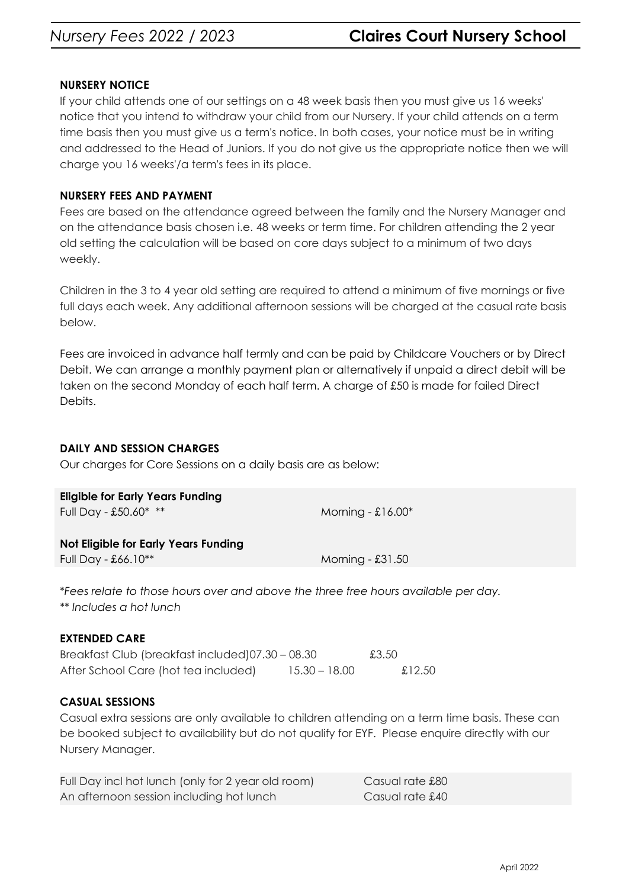### NURSERY NOTICE

If your child attends one of our settings on a 48 week basis then you must give us 16 weeks' notice that you intend to withdraw your child from our Nursery. If your child attends on a term time basis then you must give us a term's notice. In both cases, your notice must be in writing and addressed to the Head of Juniors. If you do not give us the appropriate notice then we will charge you 16 weeks'/a term's fees in its place.

### NURSERY FEES AND PAYMENT

Fees are based on the attendance agreed between the family and the Nursery Manager and on the attendance basis chosen i.e. 48 weeks or term time. For children attending the 2 year old setting the calculation will be based on core days subject to a minimum of two days weekly.

Children in the 3 to 4 year old setting are required to attend a minimum of five mornings or five full days each week. Any additional afternoon sessions will be charged at the casual rate basis below.

Fees are invoiced in advance half termly and can be paid by Childcare Vouchers or by Direct Debit. We can arrange a monthly payment plan or alternatively if unpaid a direct debit will be taken on the second Monday of each half term. A charge of £50 is made for failed Direct Debits.

### DAILY AND SESSION CHARGES

Our charges for Core Sessions on a daily basis are as below:

| **Eligible for Early Years Funding** | |
|---|---|
| Full Day - £50.60* ** | Morning - £16.00* |
| **Not Eligible for Early Years Funding** | |
| Full Day - £66.10** | Morning - £31.50 |

*\*Fees relate to those hours over and above the three free hours available per day.*
*\*\* Includes a hot lunch*

### EXTENDED CARE

| | | |
|---|---|---|
| Breakfast Club (breakfast included) | 07.30 – 08.30 | £3.50 |
| After School Care (hot tea included) | 15.30 – 18.00 | £12.50 |

### CASUAL SESSIONS

Casual extra sessions are only available to children attending on a term time basis. These can be booked subject to availability but do not qualify for EYF. Please enquire directly with our Nursery Manager.

| | |
|---|---|
| Full Day incl hot lunch (only for 2 year old room) | Casual rate £80 |
| An afternoon session including hot lunch | Casual rate £40 |

April 2022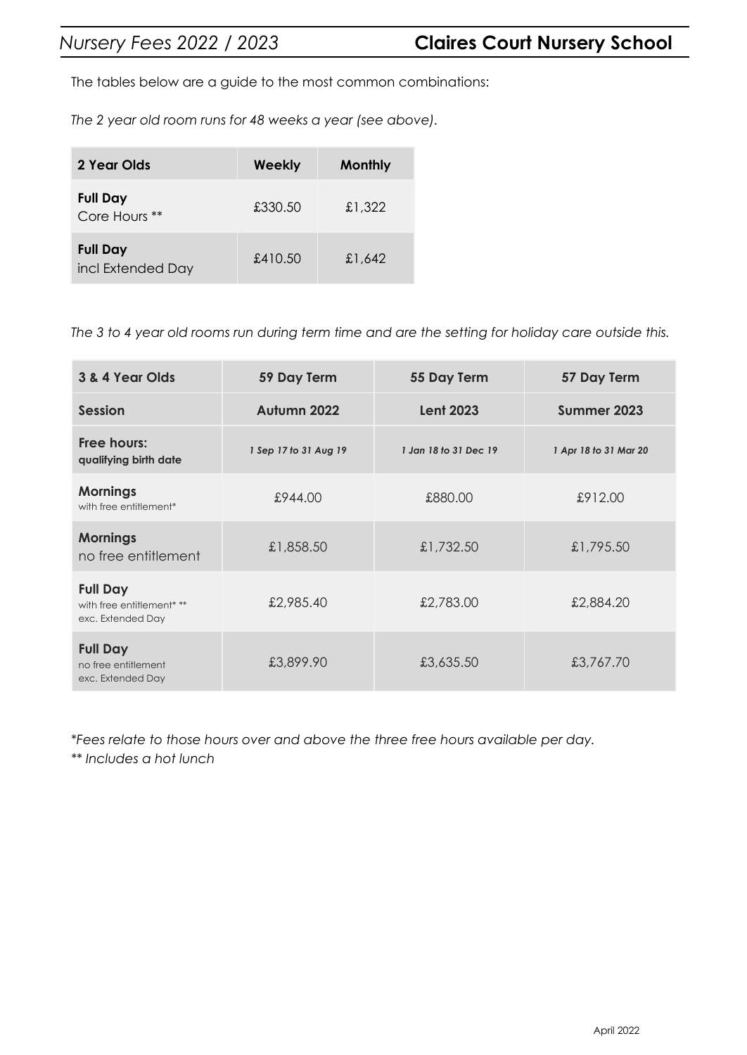The tables below are a guide to the most common combinations:

*The 2 year old room runs for 48 weeks a year (see above).*

| 2 Year Olds | Weekly | Monthly |
|---|---|---|
| **Full Day** Core Hours ** | £330.50 | £1,322 |
| **Full Day** incl Extended Day | £410.50 | £1,642 |

*The 3 to 4 year old rooms run during term time and are the setting for holiday care outside this.*

| 3 & 4 Year Olds | 59 Day Term | 55 Day Term | 57 Day Term |
|---|---|---|---|
| **Session** | **Autumn 2022** | **Lent 2023** | **Summer 2023** |
| **Free hours:** qualifying birth date | *1 Sep 17 to 31 Aug 19* | *1 Jan 18 to 31 Dec 19* | *1 Apr 18 to 31 Mar 20* |
| **Mornings** with free entitlement* | £944.00 | £880.00 | £912.00 |
| **Mornings** no free entitlement | £1,858.50 | £1,732.50 | £1,795.50 |
| **Full Day** with free entitlement* ** exc. Extended Day | £2,985.40 | £2,783.00 | £2,884.20 |
| **Full Day** no free entitlement exc. Extended Day | £3,899.90 | £3,635.50 | £3,767.70 |

*\*Fees relate to those hours over and above the three free hours available per day.*

*\*\* Includes a hot lunch*

April 2022